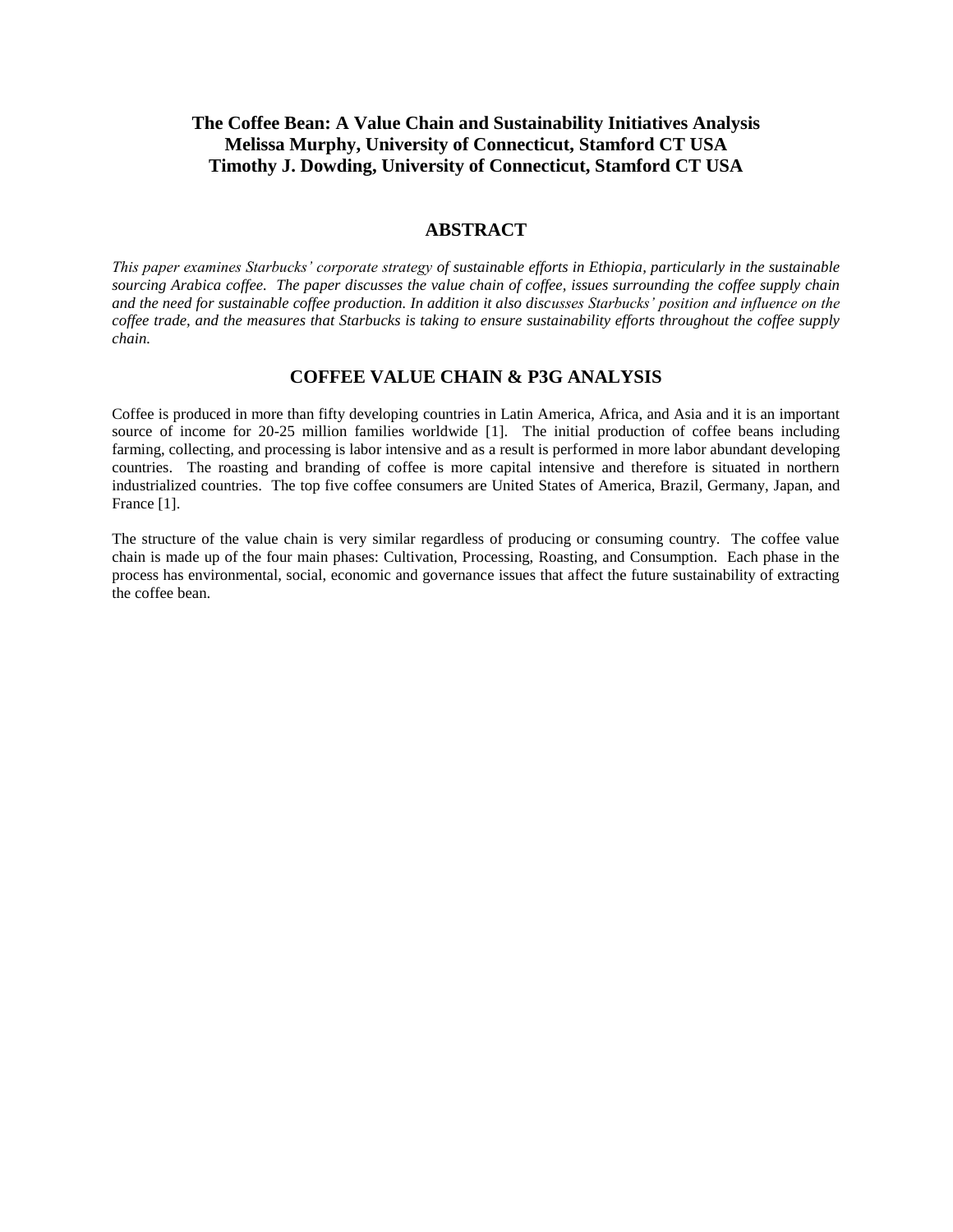# The Coffee Bean: A Value Chain and Sustainability Initiatives Analysis

**Melissa Murphy, University of Connecticut, Stamford CT USA**
**Timothy J. Dowding, University of Connecticut, Stamford CT USA**

## ABSTRACT

*This paper examines Starbucks' corporate strategy of sustainable efforts in Ethiopia, particularly in the sustainable sourcing Arabica coffee. The paper discusses the value chain of coffee, issues surrounding the coffee supply chain and the need for sustainable coffee production. In addition it also discusses Starbucks' position and influence on the coffee trade, and the measures that Starbucks is taking to ensure sustainability efforts throughout the coffee supply chain.*

## COFFEE VALUE CHAIN & P3G ANALYSIS

Coffee is produced in more than fifty developing countries in Latin America, Africa, and Asia and it is an important source of income for 20-25 million families worldwide [1]. The initial production of coffee beans including farming, collecting, and processing is labor intensive and as a result is performed in more labor abundant developing countries. The roasting and branding of coffee is more capital intensive and therefore is situated in northern industrialized countries. The top five coffee consumers are United States of America, Brazil, Germany, Japan, and France [1].

The structure of the value chain is very similar regardless of producing or consuming country. The coffee value chain is made up of the four main phases: Cultivation, Processing, Roasting, and Consumption. Each phase in the process has environmental, social, economic and governance issues that affect the future sustainability of extracting the coffee bean.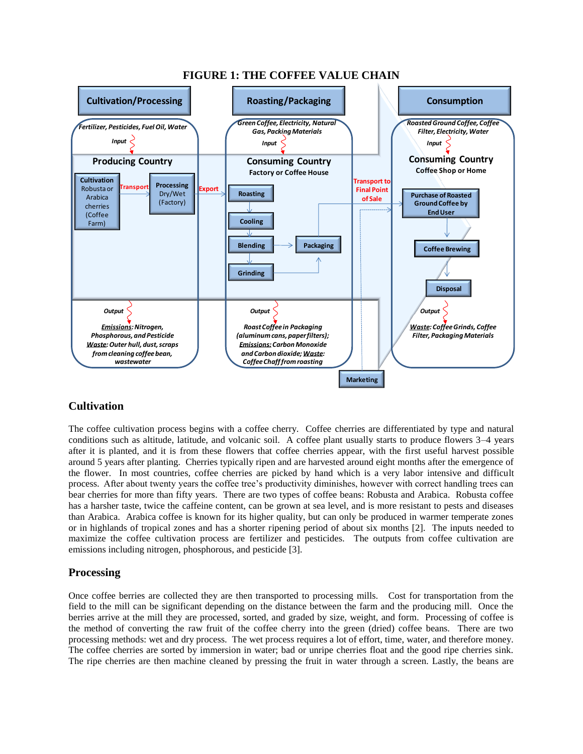**FIGURE 1: THE COFFEE VALUE CHAIN**

| Cultivation/Processing | Roasting/Packaging | Consumption |
|---|---|---|
| **Input:** Fertilizer, Pesticides, Fuel Oil, Water | **Input:** Green Coffee, Electricity, Natural Gas, Packing Materials | **Input:** Roasted Ground Coffee, Coffee Filter, Electricity, Water |
| **Producing Country** | **Consuming Country** (Factory or Coffee House) | **Consuming Country** (Coffee Shop or Home) |
| Cultivation (Robusta or Arabica cherries, Coffee Farm) → Transport → Processing (Dry/Wet, Factory) → Export | Roasting → Cooling → Blending → Grinding → Packaging → Transport to Final Point of Sale; Marketing | Purchase of Roasted Ground Coffee by End User → Coffee Brewing → Disposal |
| **Output:** *Emissions*: Nitrogen, Phosphorous, and Pesticide; *Waste*: Outer hull, dust, scraps from cleaning coffee bean, wastewater | **Output:** Roast Coffee in Packaging (aluminum cans, paper filters); *Emissions*: Carbon Monoxide and Carbon dioxide; *Waste*: Coffee Chaff from roasting | **Output:** *Waste*: Coffee Grinds, Coffee Filter, Packaging Materials |

## Cultivation

The coffee cultivation process begins with a coffee cherry. Coffee cherries are differentiated by type and natural conditions such as altitude, latitude, and volcanic soil. A coffee plant usually starts to produce flowers 3–4 years after it is planted, and it is from these flowers that coffee cherries appear, with the first useful harvest possible around 5 years after planting. Cherries typically ripen and are harvested around eight months after the emergence of the flower. In most countries, coffee cherries are picked by hand which is a very labor intensive and difficult process. After about twenty years the coffee tree's productivity diminishes, however with correct handling trees can bear cherries for more than fifty years. There are two types of coffee beans: Robusta and Arabica. Robusta coffee has a harsher taste, twice the caffeine content, can be grown at sea level, and is more resistant to pests and diseases than Arabica. Arabica coffee is known for its higher quality, but can only be produced in warmer temperate zones or in highlands of tropical zones and has a shorter ripening period of about six months [2]. The inputs needed to maximize the coffee cultivation process are fertilizer and pesticides. The outputs from coffee cultivation are emissions including nitrogen, phosphorous, and pesticide [3].

## Processing

Once coffee berries are collected they are then transported to processing mills. Cost for transportation from the field to the mill can be significant depending on the distance between the farm and the producing mill. Once the berries arrive at the mill they are processed, sorted, and graded by size, weight, and form. Processing of coffee is the method of converting the raw fruit of the coffee cherry into the green (dried) coffee beans. There are two processing methods: wet and dry process. The wet process requires a lot of effort, time, water, and therefore money. The coffee cherries are sorted by immersion in water; bad or unripe cherries float and the good ripe cherries sink. The ripe cherries are then machine cleaned by pressing the fruit in water through a screen. Lastly, the beans are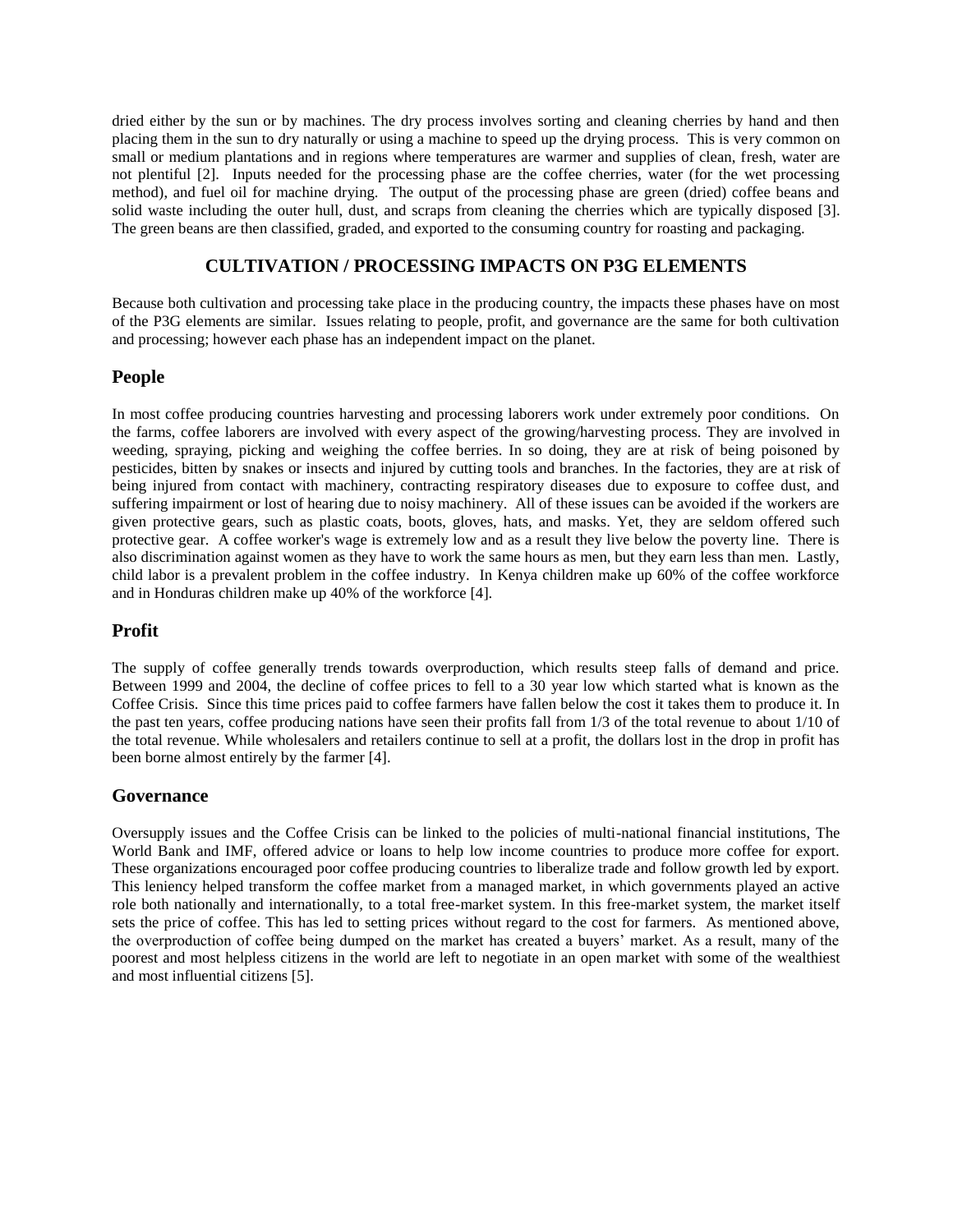dried either by the sun or by machines. The dry process involves sorting and cleaning cherries by hand and then placing them in the sun to dry naturally or using a machine to speed up the drying process. This is very common on small or medium plantations and in regions where temperatures are warmer and supplies of clean, fresh, water are not plentiful [2]. Inputs needed for the processing phase are the coffee cherries, water (for the wet processing method), and fuel oil for machine drying. The output of the processing phase are green (dried) coffee beans and solid waste including the outer hull, dust, and scraps from cleaning the cherries which are typically disposed [3]. The green beans are then classified, graded, and exported to the consuming country for roasting and packaging.

## CULTIVATION / PROCESSING IMPACTS ON P3G ELEMENTS

Because both cultivation and processing take place in the producing country, the impacts these phases have on most of the P3G elements are similar. Issues relating to people, profit, and governance are the same for both cultivation and processing; however each phase has an independent impact on the planet.

### People

In most coffee producing countries harvesting and processing laborers work under extremely poor conditions. On the farms, coffee laborers are involved with every aspect of the growing/harvesting process. They are involved in weeding, spraying, picking and weighing the coffee berries. In so doing, they are at risk of being poisoned by pesticides, bitten by snakes or insects and injured by cutting tools and branches. In the factories, they are at risk of being injured from contact with machinery, contracting respiratory diseases due to exposure to coffee dust, and suffering impairment or lost of hearing due to noisy machinery. All of these issues can be avoided if the workers are given protective gears, such as plastic coats, boots, gloves, hats, and masks. Yet, they are seldom offered such protective gear. A coffee worker's wage is extremely low and as a result they live below the poverty line. There is also discrimination against women as they have to work the same hours as men, but they earn less than men. Lastly, child labor is a prevalent problem in the coffee industry. In Kenya children make up 60% of the coffee workforce and in Honduras children make up 40% of the workforce [4].

### Profit

The supply of coffee generally trends towards overproduction, which results steep falls of demand and price. Between 1999 and 2004, the decline of coffee prices to fell to a 30 year low which started what is known as the Coffee Crisis. Since this time prices paid to coffee farmers have fallen below the cost it takes them to produce it. In the past ten years, coffee producing nations have seen their profits fall from 1/3 of the total revenue to about 1/10 of the total revenue. While wholesalers and retailers continue to sell at a profit, the dollars lost in the drop in profit has been borne almost entirely by the farmer [4].

### Governance

Oversupply issues and the Coffee Crisis can be linked to the policies of multi-national financial institutions, The World Bank and IMF, offered advice or loans to help low income countries to produce more coffee for export. These organizations encouraged poor coffee producing countries to liberalize trade and follow growth led by export. This leniency helped transform the coffee market from a managed market, in which governments played an active role both nationally and internationally, to a total free-market system. In this free-market system, the market itself sets the price of coffee. This has led to setting prices without regard to the cost for farmers. As mentioned above, the overproduction of coffee being dumped on the market has created a buyers' market. As a result, many of the poorest and most helpless citizens in the world are left to negotiate in an open market with some of the wealthiest and most influential citizens [5].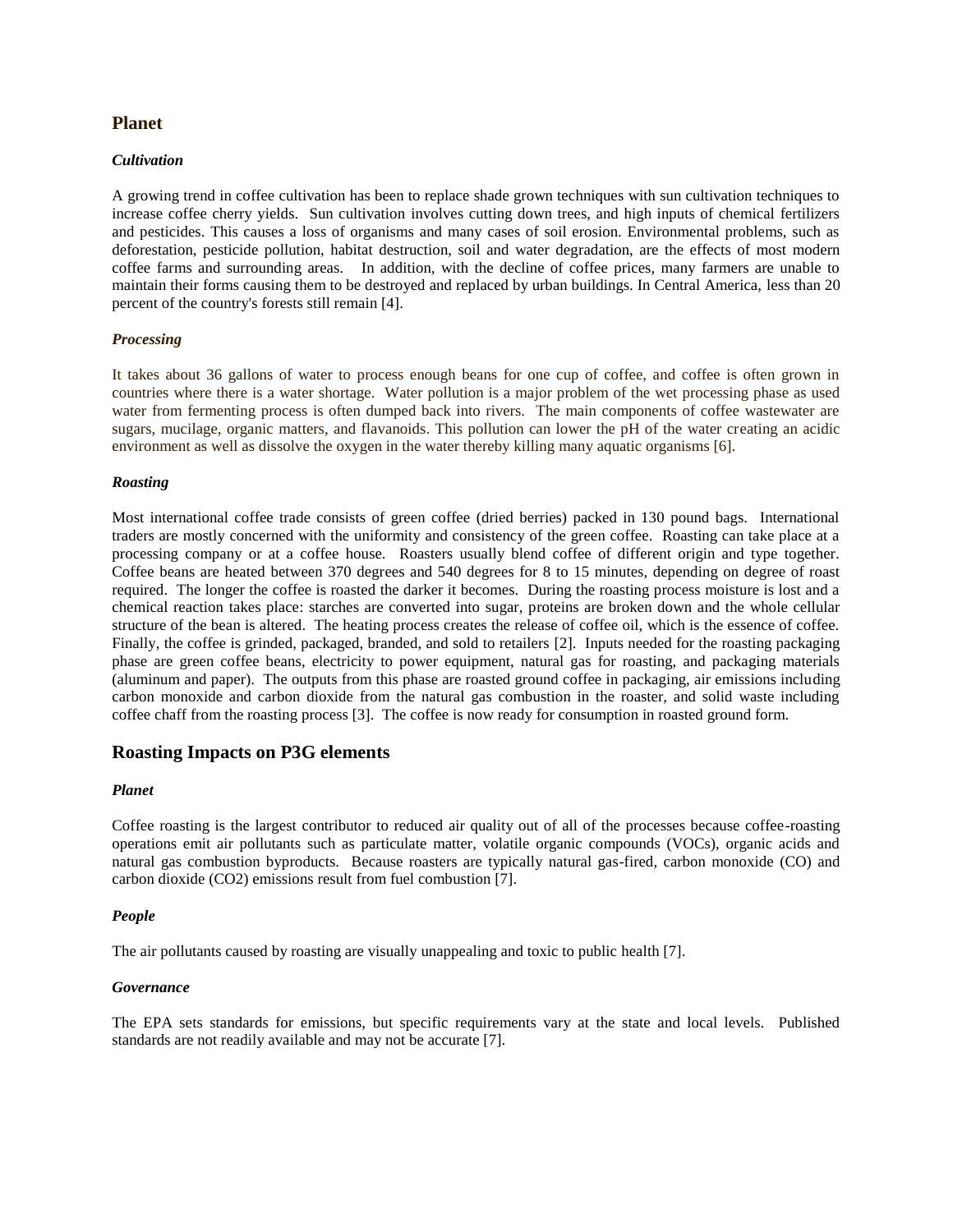## Planet

### *Cultivation*

A growing trend in coffee cultivation has been to replace shade grown techniques with sun cultivation techniques to increase coffee cherry yields. Sun cultivation involves cutting down trees, and high inputs of chemical fertilizers and pesticides. This causes a loss of organisms and many cases of soil erosion. Environmental problems, such as deforestation, pesticide pollution, habitat destruction, soil and water degradation, are the effects of most modern coffee farms and surrounding areas. In addition, with the decline of coffee prices, many farmers are unable to maintain their forms causing them to be destroyed and replaced by urban buildings. In Central America, less than 20 percent of the country's forests still remain [4].

### *Processing*

It takes about 36 gallons of water to process enough beans for one cup of coffee, and coffee is often grown in countries where there is a water shortage. Water pollution is a major problem of the wet processing phase as used water from fermenting process is often dumped back into rivers. The main components of coffee wastewater are sugars, mucilage, organic matters, and flavanoids. This pollution can lower the pH of the water creating an acidic environment as well as dissolve the oxygen in the water thereby killing many aquatic organisms [6].

### *Roasting*

Most international coffee trade consists of green coffee (dried berries) packed in 130 pound bags. International traders are mostly concerned with the uniformity and consistency of the green coffee. Roasting can take place at a processing company or at a coffee house. Roasters usually blend coffee of different origin and type together. Coffee beans are heated between 370 degrees and 540 degrees for 8 to 15 minutes, depending on degree of roast required. The longer the coffee is roasted the darker it becomes. During the roasting process moisture is lost and a chemical reaction takes place: starches are converted into sugar, proteins are broken down and the whole cellular structure of the bean is altered. The heating process creates the release of coffee oil, which is the essence of coffee. Finally, the coffee is grinded, packaged, branded, and sold to retailers [2]. Inputs needed for the roasting packaging phase are green coffee beans, electricity to power equipment, natural gas for roasting, and packaging materials (aluminum and paper). The outputs from this phase are roasted ground coffee in packaging, air emissions including carbon monoxide and carbon dioxide from the natural gas combustion in the roaster, and solid waste including coffee chaff from the roasting process [3]. The coffee is now ready for consumption in roasted ground form.

## Roasting Impacts on P3G elements

### *Planet*

Coffee roasting is the largest contributor to reduced air quality out of all of the processes because coffee-roasting operations emit air pollutants such as particulate matter, volatile organic compounds (VOCs), organic acids and natural gas combustion byproducts. Because roasters are typically natural gas-fired, carbon monoxide (CO) and carbon dioxide ($CO_2$) emissions result from fuel combustion [7].

### *People*

The air pollutants caused by roasting are visually unappealing and toxic to public health [7].

### *Governance*

The EPA sets standards for emissions, but specific requirements vary at the state and local levels. Published standards are not readily available and may not be accurate [7].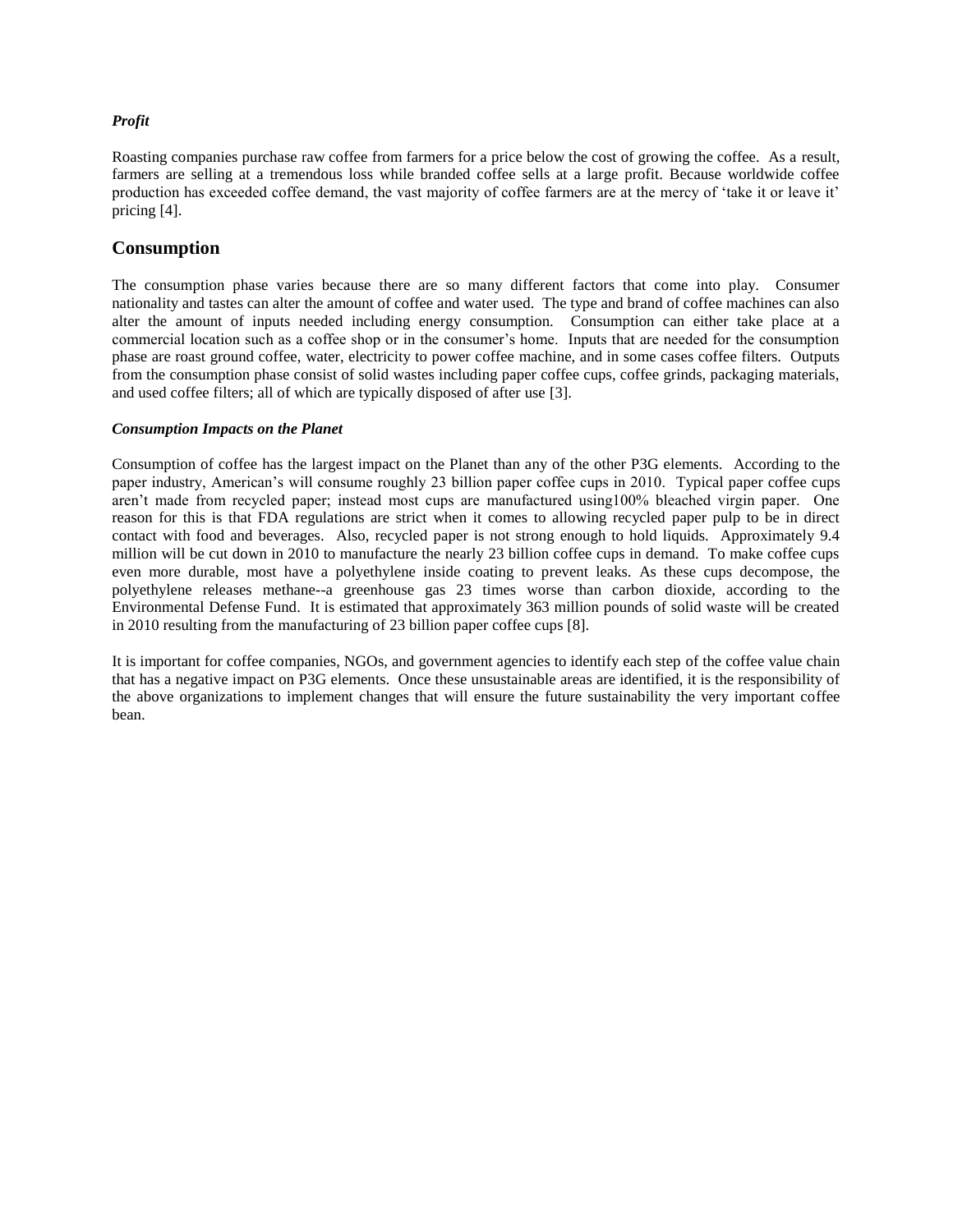***Profit***

Roasting companies purchase raw coffee from farmers for a price below the cost of growing the coffee. As a result, farmers are selling at a tremendous loss while branded coffee sells at a large profit. Because worldwide coffee production has exceeded coffee demand, the vast majority of coffee farmers are at the mercy of 'take it or leave it' pricing [4].

## Consumption

The consumption phase varies because there are so many different factors that come into play. Consumer nationality and tastes can alter the amount of coffee and water used. The type and brand of coffee machines can also alter the amount of inputs needed including energy consumption. Consumption can either take place at a commercial location such as a coffee shop or in the consumer's home. Inputs that are needed for the consumption phase are roast ground coffee, water, electricity to power coffee machine, and in some cases coffee filters. Outputs from the consumption phase consist of solid wastes including paper coffee cups, coffee grinds, packaging materials, and used coffee filters; all of which are typically disposed of after use [3].

***Consumption Impacts on the Planet***

Consumption of coffee has the largest impact on the Planet than any of the other P3G elements. According to the paper industry, American's will consume roughly 23 billion paper coffee cups in 2010. Typical paper coffee cups aren't made from recycled paper; instead most cups are manufactured using100% bleached virgin paper. One reason for this is that FDA regulations are strict when it comes to allowing recycled paper pulp to be in direct contact with food and beverages. Also, recycled paper is not strong enough to hold liquids. Approximately 9.4 million will be cut down in 2010 to manufacture the nearly 23 billion coffee cups in demand. To make coffee cups even more durable, most have a polyethylene inside coating to prevent leaks. As these cups decompose, the polyethylene releases methane--a greenhouse gas 23 times worse than carbon dioxide, according to the Environmental Defense Fund. It is estimated that approximately 363 million pounds of solid waste will be created in 2010 resulting from the manufacturing of 23 billion paper coffee cups [8].

It is important for coffee companies, NGOs, and government agencies to identify each step of the coffee value chain that has a negative impact on P3G elements. Once these unsustainable areas are identified, it is the responsibility of the above organizations to implement changes that will ensure the future sustainability the very important coffee bean.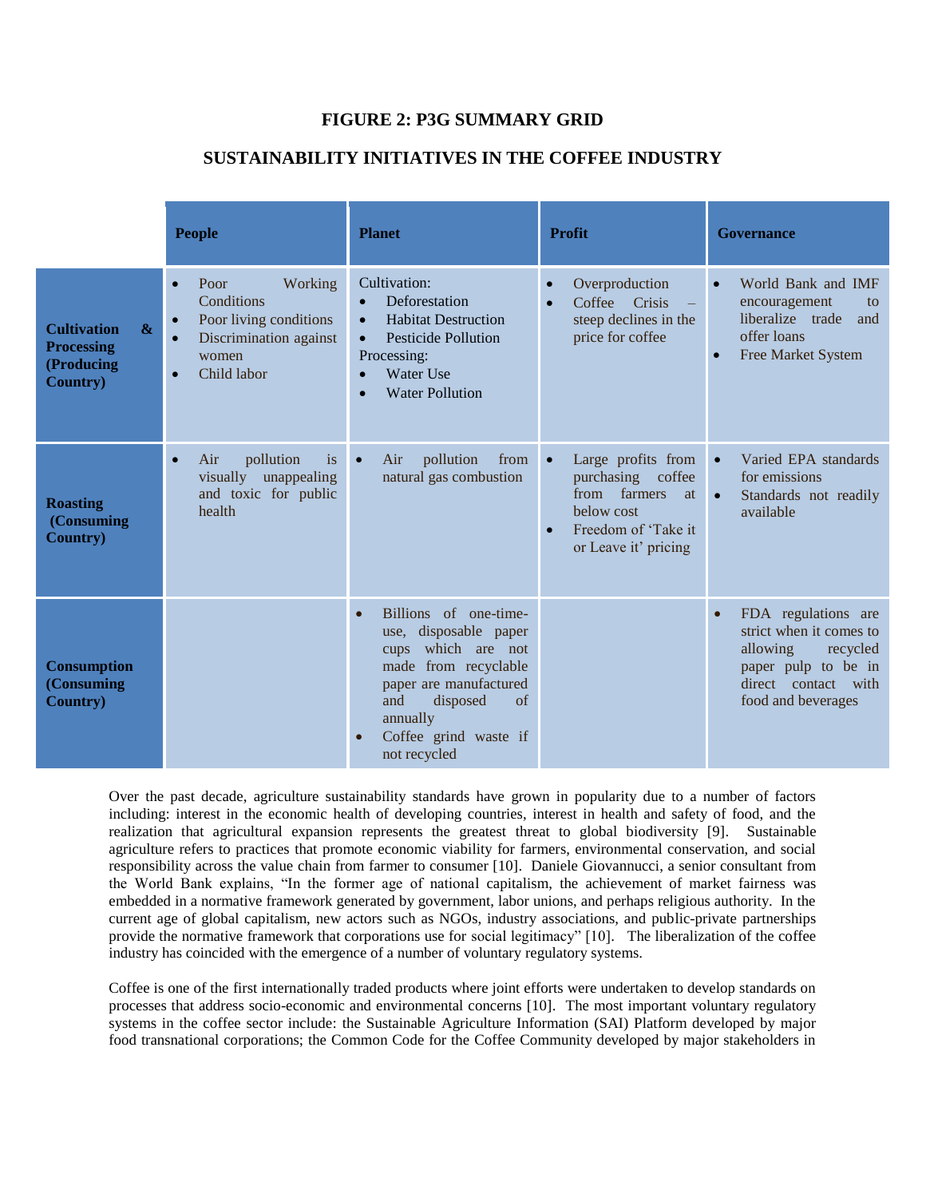## FIGURE 2: P3G SUMMARY GRID

## SUSTAINABILITY INITIATIVES IN THE COFFEE INDUSTRY

| | People | Planet | Profit | Governance |
|---|---|---|---|---|
| **Cultivation & Processing (Producing Country)** | • Poor Working Conditions<br>• Poor living conditions<br>• Discrimination against women<br>• Child labor | Cultivation:<br>• Deforestation<br>• Habitat Destruction<br>• Pesticide Pollution<br>Processing:<br>• Water Use<br>• Water Pollution | • Overproduction<br>• Coffee Crisis – steep declines in the price for coffee | • World Bank and IMF encouragement to liberalize trade and offer loans<br>• Free Market System |
| **Roasting (Consuming Country)** | • Air pollution is visually unappealing and toxic for public health | • Air pollution from natural gas combustion | • Large profits from purchasing coffee from farmers at below cost<br>• Freedom of 'Take it or Leave it' pricing | • Varied EPA standards for emissions<br>• Standards not readily available |
| **Consumption (Consuming Country)** | | • Billions of one-time-use, disposable paper cups which are not made from recyclable paper are manufactured and disposed of annually<br>• Coffee grind waste if not recycled | | • FDA regulations are strict when it comes to allowing recycled paper pulp to be in direct contact with food and beverages |

Over the past decade, agriculture sustainability standards have grown in popularity due to a number of factors including: interest in the economic health of developing countries, interest in health and safety of food, and the realization that agricultural expansion represents the greatest threat to global biodiversity [9]. Sustainable agriculture refers to practices that promote economic viability for farmers, environmental conservation, and social responsibility across the value chain from farmer to consumer [10]. Daniele Giovannucci, a senior consultant from the World Bank explains, "In the former age of national capitalism, the achievement of market fairness was embedded in a normative framework generated by government, labor unions, and perhaps religious authority. In the current age of global capitalism, new actors such as NGOs, industry associations, and public-private partnerships provide the normative framework that corporations use for social legitimacy" [10]. The liberalization of the coffee industry has coincided with the emergence of a number of voluntary regulatory systems.

Coffee is one of the first internationally traded products where joint efforts were undertaken to develop standards on processes that address socio-economic and environmental concerns [10]. The most important voluntary regulatory systems in the coffee sector include: the Sustainable Agriculture Information (SAI) Platform developed by major food transnational corporations; the Common Code for the Coffee Community developed by major stakeholders in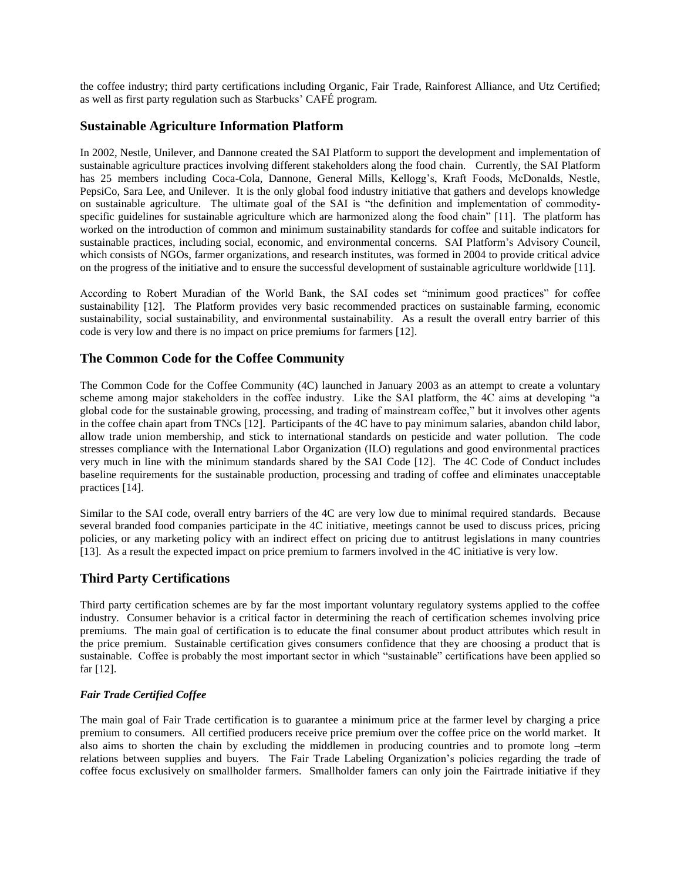the coffee industry; third party certifications including Organic, Fair Trade, Rainforest Alliance, and Utz Certified; as well as first party regulation such as Starbucks' CAFÉ program.

## Sustainable Agriculture Information Platform

In 2002, Nestle, Unilever, and Dannone created the SAI Platform to support the development and implementation of sustainable agriculture practices involving different stakeholders along the food chain. Currently, the SAI Platform has 25 members including Coca-Cola, Dannone, General Mills, Kellogg's, Kraft Foods, McDonalds, Nestle, PepsiCo, Sara Lee, and Unilever. It is the only global food industry initiative that gathers and develops knowledge on sustainable agriculture. The ultimate goal of the SAI is "the definition and implementation of commodity-specific guidelines for sustainable agriculture which are harmonized along the food chain" [11]. The platform has worked on the introduction of common and minimum sustainability standards for coffee and suitable indicators for sustainable practices, including social, economic, and environmental concerns. SAI Platform's Advisory Council, which consists of NGOs, farmer organizations, and research institutes, was formed in 2004 to provide critical advice on the progress of the initiative and to ensure the successful development of sustainable agriculture worldwide [11].

According to Robert Muradian of the World Bank, the SAI codes set "minimum good practices" for coffee sustainability [12]. The Platform provides very basic recommended practices on sustainable farming, economic sustainability, social sustainability, and environmental sustainability. As a result the overall entry barrier of this code is very low and there is no impact on price premiums for farmers [12].

## The Common Code for the Coffee Community

The Common Code for the Coffee Community (4C) launched in January 2003 as an attempt to create a voluntary scheme among major stakeholders in the coffee industry. Like the SAI platform, the 4C aims at developing "a global code for the sustainable growing, processing, and trading of mainstream coffee," but it involves other agents in the coffee chain apart from TNCs [12]. Participants of the 4C have to pay minimum salaries, abandon child labor, allow trade union membership, and stick to international standards on pesticide and water pollution. The code stresses compliance with the International Labor Organization (ILO) regulations and good environmental practices very much in line with the minimum standards shared by the SAI Code [12]. The 4C Code of Conduct includes baseline requirements for the sustainable production, processing and trading of coffee and eliminates unacceptable practices [14].

Similar to the SAI code, overall entry barriers of the 4C are very low due to minimal required standards. Because several branded food companies participate in the 4C initiative, meetings cannot be used to discuss prices, pricing policies, or any marketing policy with an indirect effect on pricing due to antitrust legislations in many countries [13]. As a result the expected impact on price premium to farmers involved in the 4C initiative is very low.

## Third Party Certifications

Third party certification schemes are by far the most important voluntary regulatory systems applied to the coffee industry. Consumer behavior is a critical factor in determining the reach of certification schemes involving price premiums. The main goal of certification is to educate the final consumer about product attributes which result in the price premium. Sustainable certification gives consumers confidence that they are choosing a product that is sustainable. Coffee is probably the most important sector in which "sustainable" certifications have been applied so far [12].

### *Fair Trade Certified Coffee*

The main goal of Fair Trade certification is to guarantee a minimum price at the farmer level by charging a price premium to consumers. All certified producers receive price premium over the coffee price on the world market. It also aims to shorten the chain by excluding the middlemen in producing countries and to promote long –term relations between supplies and buyers. The Fair Trade Labeling Organization's policies regarding the trade of coffee focus exclusively on smallholder farmers. Smallholder famers can only join the Fairtrade initiative if they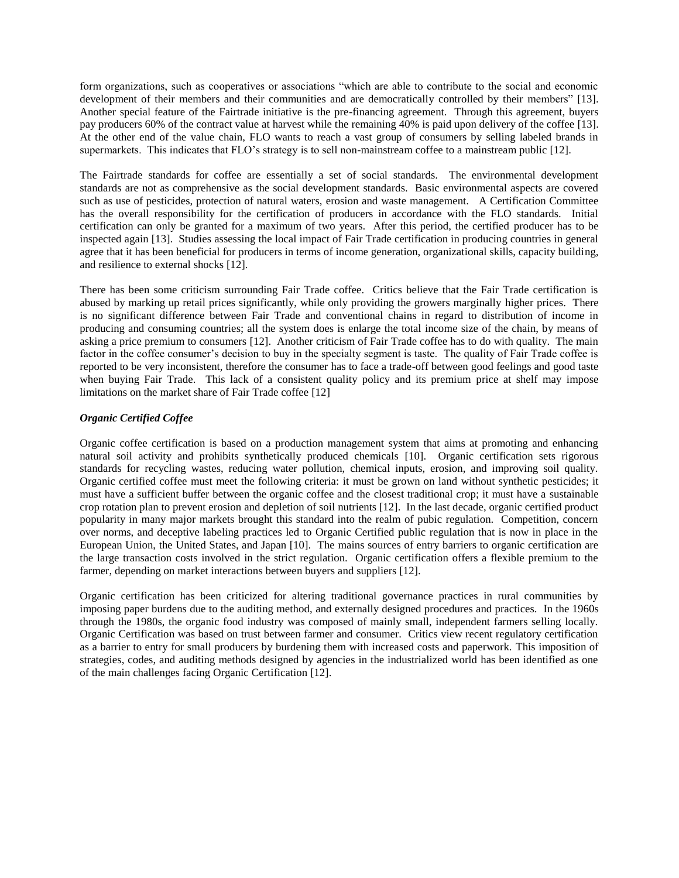form organizations, such as cooperatives or associations "which are able to contribute to the social and economic development of their members and their communities and are democratically controlled by their members" [13]. Another special feature of the Fairtrade initiative is the pre-financing agreement. Through this agreement, buyers pay producers 60% of the contract value at harvest while the remaining 40% is paid upon delivery of the coffee [13]. At the other end of the value chain, FLO wants to reach a vast group of consumers by selling labeled brands in supermarkets. This indicates that FLO's strategy is to sell non-mainstream coffee to a mainstream public [12].

The Fairtrade standards for coffee are essentially a set of social standards. The environmental development standards are not as comprehensive as the social development standards. Basic environmental aspects are covered such as use of pesticides, protection of natural waters, erosion and waste management. A Certification Committee has the overall responsibility for the certification of producers in accordance with the FLO standards. Initial certification can only be granted for a maximum of two years. After this period, the certified producer has to be inspected again [13]. Studies assessing the local impact of Fair Trade certification in producing countries in general agree that it has been beneficial for producers in terms of income generation, organizational skills, capacity building, and resilience to external shocks [12].

There has been some criticism surrounding Fair Trade coffee. Critics believe that the Fair Trade certification is abused by marking up retail prices significantly, while only providing the growers marginally higher prices. There is no significant difference between Fair Trade and conventional chains in regard to distribution of income in producing and consuming countries; all the system does is enlarge the total income size of the chain, by means of asking a price premium to consumers [12]. Another criticism of Fair Trade coffee has to do with quality. The main factor in the coffee consumer's decision to buy in the specialty segment is taste. The quality of Fair Trade coffee is reported to be very inconsistent, therefore the consumer has to face a trade-off between good feelings and good taste when buying Fair Trade. This lack of a consistent quality policy and its premium price at shelf may impose limitations on the market share of Fair Trade coffee [12]

***Organic Certified Coffee***

Organic coffee certification is based on a production management system that aims at promoting and enhancing natural soil activity and prohibits synthetically produced chemicals [10]. Organic certification sets rigorous standards for recycling wastes, reducing water pollution, chemical inputs, erosion, and improving soil quality. Organic certified coffee must meet the following criteria: it must be grown on land without synthetic pesticides; it must have a sufficient buffer between the organic coffee and the closest traditional crop; it must have a sustainable crop rotation plan to prevent erosion and depletion of soil nutrients [12]. In the last decade, organic certified product popularity in many major markets brought this standard into the realm of pubic regulation. Competition, concern over norms, and deceptive labeling practices led to Organic Certified public regulation that is now in place in the European Union, the United States, and Japan [10]. The mains sources of entry barriers to organic certification are the large transaction costs involved in the strict regulation. Organic certification offers a flexible premium to the farmer, depending on market interactions between buyers and suppliers [12].

Organic certification has been criticized for altering traditional governance practices in rural communities by imposing paper burdens due to the auditing method, and externally designed procedures and practices. In the 1960s through the 1980s, the organic food industry was composed of mainly small, independent farmers selling locally. Organic Certification was based on trust between farmer and consumer. Critics view recent regulatory certification as a barrier to entry for small producers by burdening them with increased costs and paperwork. This imposition of strategies, codes, and auditing methods designed by agencies in the industrialized world has been identified as one of the main challenges facing Organic Certification [12].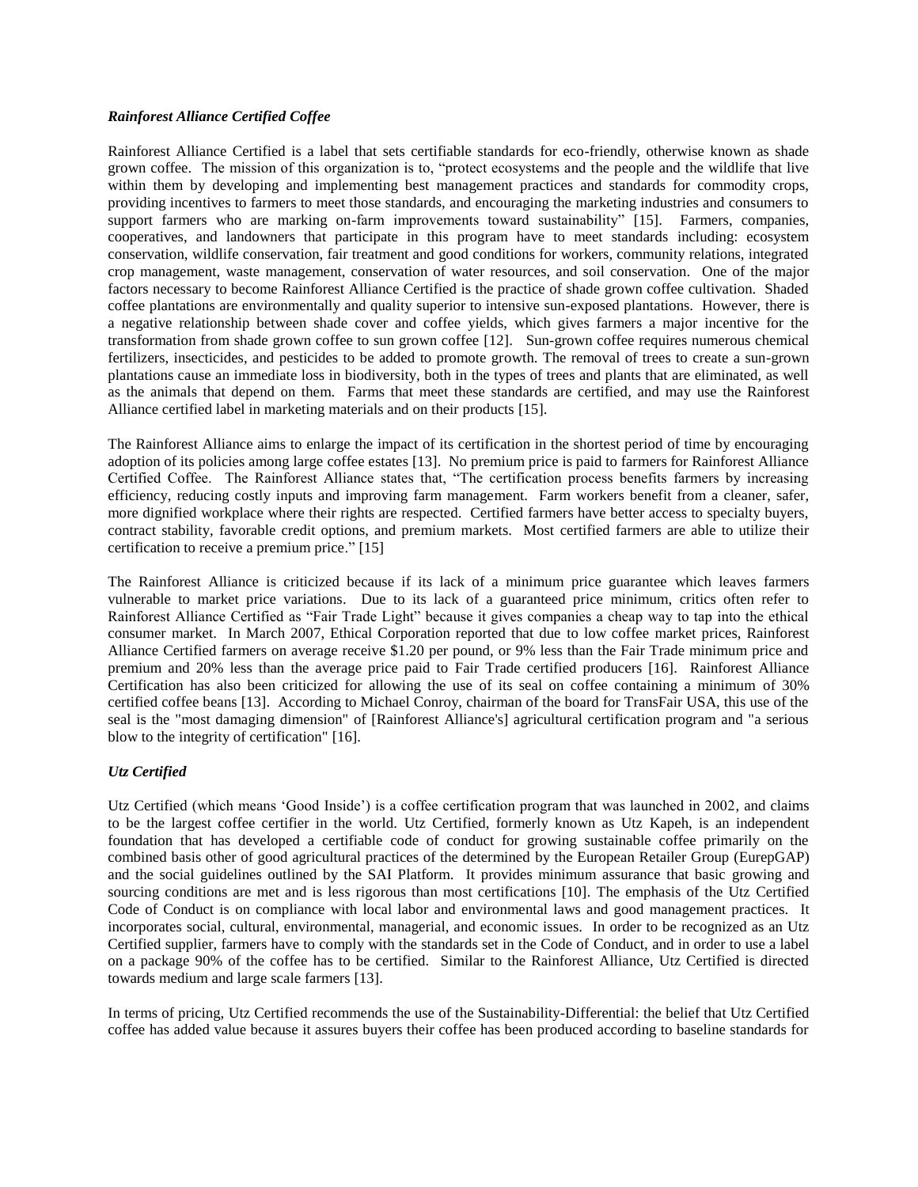### *Rainforest Alliance Certified Coffee*

Rainforest Alliance Certified is a label that sets certifiable standards for eco-friendly, otherwise known as shade grown coffee. The mission of this organization is to, "protect ecosystems and the people and the wildlife that live within them by developing and implementing best management practices and standards for commodity crops, providing incentives to farmers to meet those standards, and encouraging the marketing industries and consumers to support farmers who are marking on-farm improvements toward sustainability" [15]. Farmers, companies, cooperatives, and landowners that participate in this program have to meet standards including: ecosystem conservation, wildlife conservation, fair treatment and good conditions for workers, community relations, integrated crop management, waste management, conservation of water resources, and soil conservation. One of the major factors necessary to become Rainforest Alliance Certified is the practice of shade grown coffee cultivation. Shaded coffee plantations are environmentally and quality superior to intensive sun-exposed plantations. However, there is a negative relationship between shade cover and coffee yields, which gives farmers a major incentive for the transformation from shade grown coffee to sun grown coffee [12]. Sun-grown coffee requires numerous chemical fertilizers, insecticides, and pesticides to be added to promote growth. The removal of trees to create a sun-grown plantations cause an immediate loss in biodiversity, both in the types of trees and plants that are eliminated, as well as the animals that depend on them. Farms that meet these standards are certified, and may use the Rainforest Alliance certified label in marketing materials and on their products [15].

The Rainforest Alliance aims to enlarge the impact of its certification in the shortest period of time by encouraging adoption of its policies among large coffee estates [13]. No premium price is paid to farmers for Rainforest Alliance Certified Coffee. The Rainforest Alliance states that, "The certification process benefits farmers by increasing efficiency, reducing costly inputs and improving farm management. Farm workers benefit from a cleaner, safer, more dignified workplace where their rights are respected. Certified farmers have better access to specialty buyers, contract stability, favorable credit options, and premium markets. Most certified farmers are able to utilize their certification to receive a premium price." [15]

The Rainforest Alliance is criticized because if its lack of a minimum price guarantee which leaves farmers vulnerable to market price variations. Due to its lack of a guaranteed price minimum, critics often refer to Rainforest Alliance Certified as "Fair Trade Light" because it gives companies a cheap way to tap into the ethical consumer market. In March 2007, Ethical Corporation reported that due to low coffee market prices, Rainforest Alliance Certified farmers on average receive $1.20 per pound, or 9% less than the Fair Trade minimum price and premium and 20% less than the average price paid to Fair Trade certified producers [16]. Rainforest Alliance Certification has also been criticized for allowing the use of its seal on coffee containing a minimum of 30% certified coffee beans [13]. According to Michael Conroy, chairman of the board for TransFair USA, this use of the seal is the "most damaging dimension" of [Rainforest Alliance's] agricultural certification program and "a serious blow to the integrity of certification" [16].

### *Utz Certified*

Utz Certified (which means 'Good Inside') is a coffee certification program that was launched in 2002, and claims to be the largest coffee certifier in the world. Utz Certified, formerly known as Utz Kapeh, is an independent foundation that has developed a certifiable code of conduct for growing sustainable coffee primarily on the combined basis other of good agricultural practices of the determined by the European Retailer Group (EurepGAP) and the social guidelines outlined by the SAI Platform. It provides minimum assurance that basic growing and sourcing conditions are met and is less rigorous than most certifications [10]. The emphasis of the Utz Certified Code of Conduct is on compliance with local labor and environmental laws and good management practices. It incorporates social, cultural, environmental, managerial, and economic issues. In order to be recognized as an Utz Certified supplier, farmers have to comply with the standards set in the Code of Conduct, and in order to use a label on a package 90% of the coffee has to be certified. Similar to the Rainforest Alliance, Utz Certified is directed towards medium and large scale farmers [13].

In terms of pricing, Utz Certified recommends the use of the Sustainability-Differential: the belief that Utz Certified coffee has added value because it assures buyers their coffee has been produced according to baseline standards for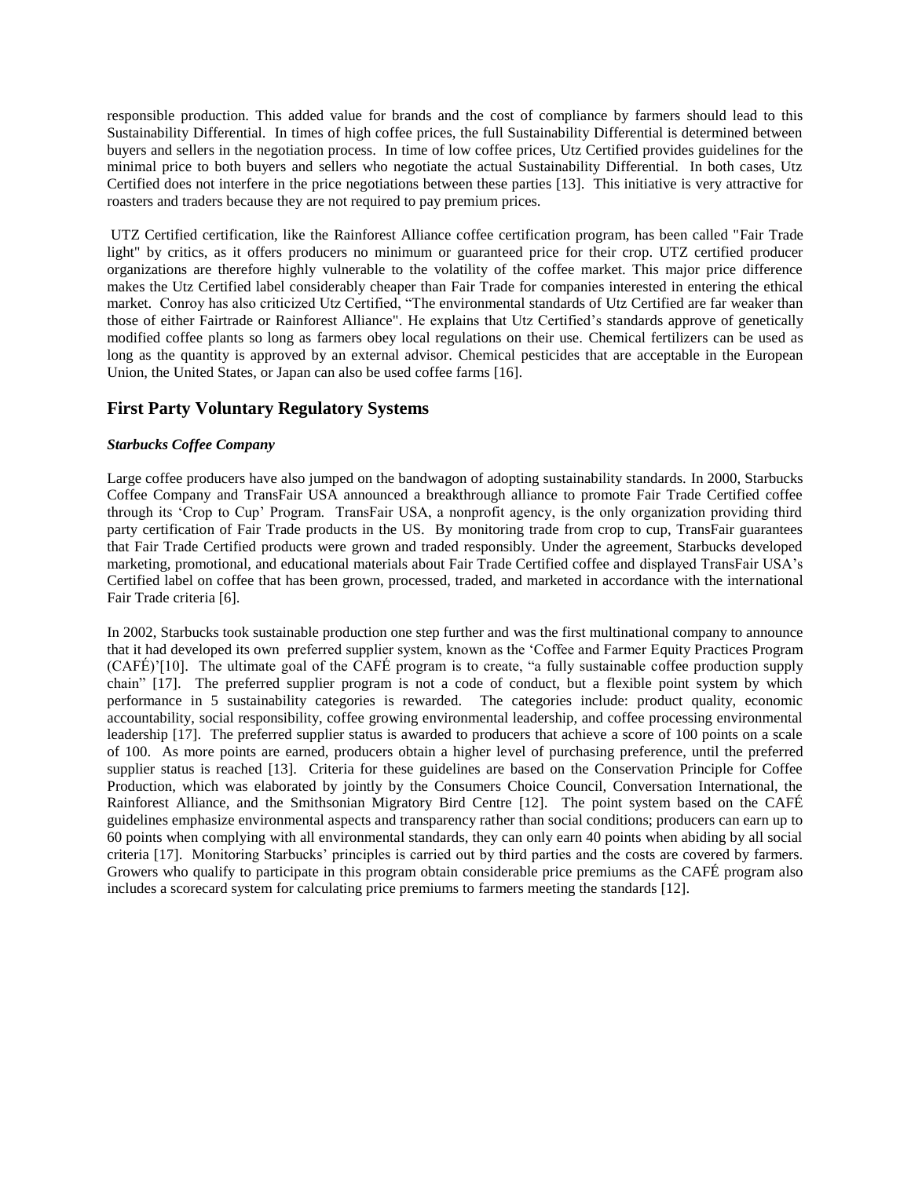responsible production. This added value for brands and the cost of compliance by farmers should lead to this Sustainability Differential. In times of high coffee prices, the full Sustainability Differential is determined between buyers and sellers in the negotiation process. In time of low coffee prices, Utz Certified provides guidelines for the minimal price to both buyers and sellers who negotiate the actual Sustainability Differential. In both cases, Utz Certified does not interfere in the price negotiations between these parties [13]. This initiative is very attractive for roasters and traders because they are not required to pay premium prices.

UTZ Certified certification, like the Rainforest Alliance coffee certification program, has been called "Fair Trade light" by critics, as it offers producers no minimum or guaranteed price for their crop. UTZ certified producer organizations are therefore highly vulnerable to the volatility of the coffee market. This major price difference makes the Utz Certified label considerably cheaper than Fair Trade for companies interested in entering the ethical market. Conroy has also criticized Utz Certified, "The environmental standards of Utz Certified are far weaker than those of either Fairtrade or Rainforest Alliance". He explains that Utz Certified's standards approve of genetically modified coffee plants so long as farmers obey local regulations on their use. Chemical fertilizers can be used as long as the quantity is approved by an external advisor. Chemical pesticides that are acceptable in the European Union, the United States, or Japan can also be used coffee farms [16].

## First Party Voluntary Regulatory Systems

***Starbucks Coffee Company***

Large coffee producers have also jumped on the bandwagon of adopting sustainability standards. In 2000, Starbucks Coffee Company and TransFair USA announced a breakthrough alliance to promote Fair Trade Certified coffee through its 'Crop to Cup' Program. TransFair USA, a nonprofit agency, is the only organization providing third party certification of Fair Trade products in the US. By monitoring trade from crop to cup, TransFair guarantees that Fair Trade Certified products were grown and traded responsibly. Under the agreement, Starbucks developed marketing, promotional, and educational materials about Fair Trade Certified coffee and displayed TransFair USA's Certified label on coffee that has been grown, processed, traded, and marketed in accordance with the international Fair Trade criteria [6].

In 2002, Starbucks took sustainable production one step further and was the first multinational company to announce that it had developed its own preferred supplier system, known as the 'Coffee and Farmer Equity Practices Program (CAFÉ)'[10]. The ultimate goal of the CAFÉ program is to create, "a fully sustainable coffee production supply chain" [17]. The preferred supplier program is not a code of conduct, but a flexible point system by which performance in 5 sustainability categories is rewarded. The categories include: product quality, economic accountability, social responsibility, coffee growing environmental leadership, and coffee processing environmental leadership [17]. The preferred supplier status is awarded to producers that achieve a score of 100 points on a scale of 100. As more points are earned, producers obtain a higher level of purchasing preference, until the preferred supplier status is reached [13]. Criteria for these guidelines are based on the Conservation Principle for Coffee Production, which was elaborated by jointly by the Consumers Choice Council, Conversation International, the Rainforest Alliance, and the Smithsonian Migratory Bird Centre [12]. The point system based on the CAFÉ guidelines emphasize environmental aspects and transparency rather than social conditions; producers can earn up to 60 points when complying with all environmental standards, they can only earn 40 points when abiding by all social criteria [17]. Monitoring Starbucks' principles is carried out by third parties and the costs are covered by farmers. Growers who qualify to participate in this program obtain considerable price premiums as the CAFÉ program also includes a scorecard system for calculating price premiums to farmers meeting the standards [12].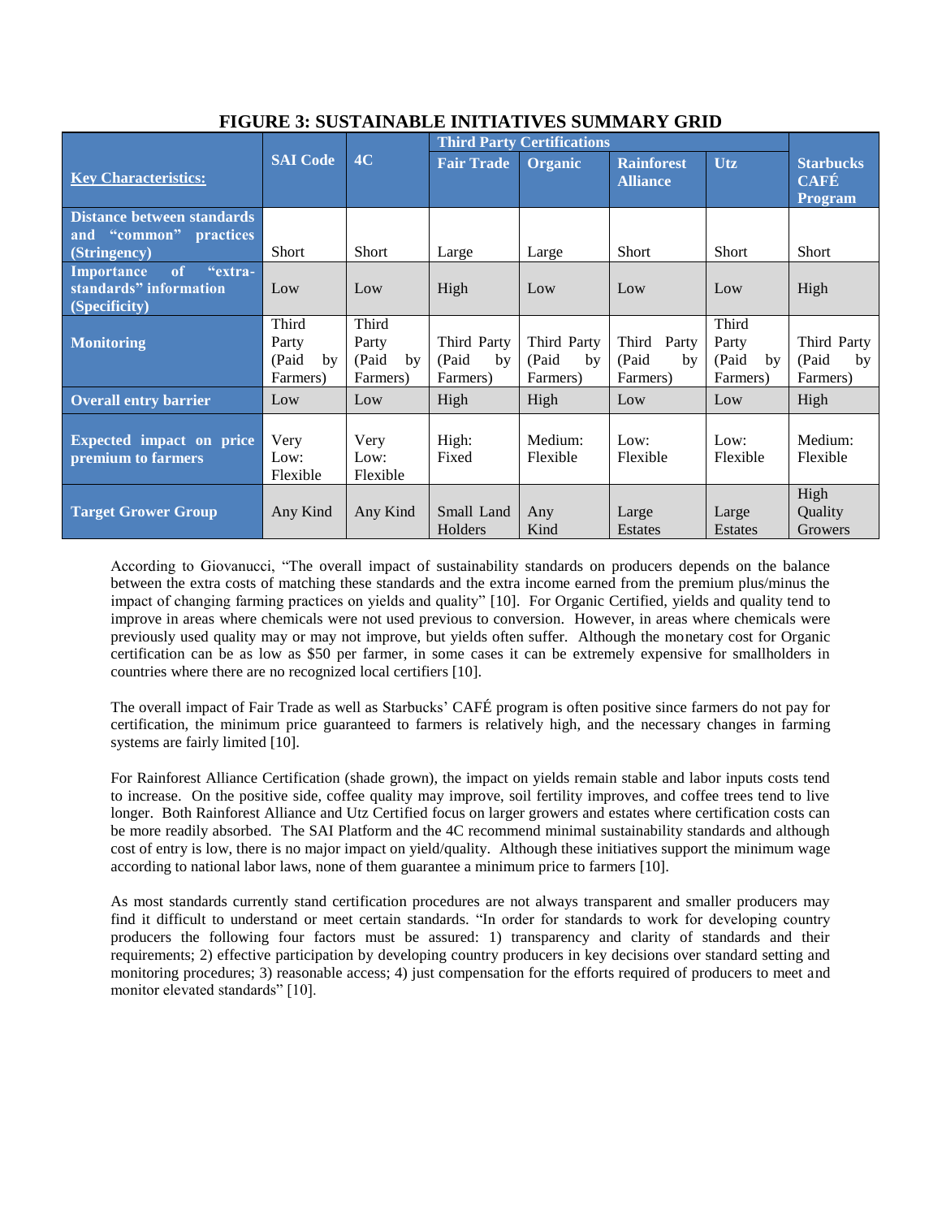**FIGURE 3: SUSTAINABLE INITIATIVES SUMMARY GRID**

| Key Characteristics: | SAI Code | 4C | Third Party Certifications | | | | Starbucks CAFÉ Program |
|---|---|---|---|---|---|---|---|
| | | | Fair Trade | Organic | Rainforest Alliance | Utz | |
| Distance between standards and "common" practices (Stringency) | Short | Short | Large | Large | Short | Short | Short |
| Importance of "extra-standards" information (Specificity) | Low | Low | High | Low | Low | Low | High |
| Monitoring | Third Party (Paid by Farmers) | Third Party (Paid by Farmers) | Third Party (Paid by Farmers) | Third Party (Paid by Farmers) | Third Party (Paid by Farmers) | Third Party (Paid by Farmers) | Third Party (Paid by Farmers) |
| Overall entry barrier | Low | Low | High | High | Low | Low | High |
| Expected impact on price premium to farmers | Very Low: Flexible | Very Low: Flexible | High: Fixed | Medium: Flexible | Low: Flexible | Low: Flexible | Medium: Flexible |
| Target Grower Group | Any Kind | Any Kind | Small Land Holders | Any Kind | Large Estates | Large Estates | High Quality Growers |

According to Giovanucci, "The overall impact of sustainability standards on producers depends on the balance between the extra costs of matching these standards and the extra income earned from the premium plus/minus the impact of changing farming practices on yields and quality" [10]. For Organic Certified, yields and quality tend to improve in areas where chemicals were not used previous to conversion. However, in areas where chemicals were previously used quality may or may not improve, but yields often suffer. Although the monetary cost for Organic certification can be as low as $50 per farmer, in some cases it can be extremely expensive for smallholders in countries where there are no recognized local certifiers [10].

The overall impact of Fair Trade as well as Starbucks' CAFÉ program is often positive since farmers do not pay for certification, the minimum price guaranteed to farmers is relatively high, and the necessary changes in farming systems are fairly limited [10].

For Rainforest Alliance Certification (shade grown), the impact on yields remain stable and labor inputs costs tend to increase. On the positive side, coffee quality may improve, soil fertility improves, and coffee trees tend to live longer. Both Rainforest Alliance and Utz Certified focus on larger growers and estates where certification costs can be more readily absorbed. The SAI Platform and the 4C recommend minimal sustainability standards and although cost of entry is low, there is no major impact on yield/quality. Although these initiatives support the minimum wage according to national labor laws, none of them guarantee a minimum price to farmers [10].

As most standards currently stand certification procedures are not always transparent and smaller producers may find it difficult to understand or meet certain standards. "In order for standards to work for developing country producers the following four factors must be assured: 1) transparency and clarity of standards and their requirements; 2) effective participation by developing country producers in key decisions over standard setting and monitoring procedures; 3) reasonable access; 4) just compensation for the efforts required of producers to meet and monitor elevated standards" [10].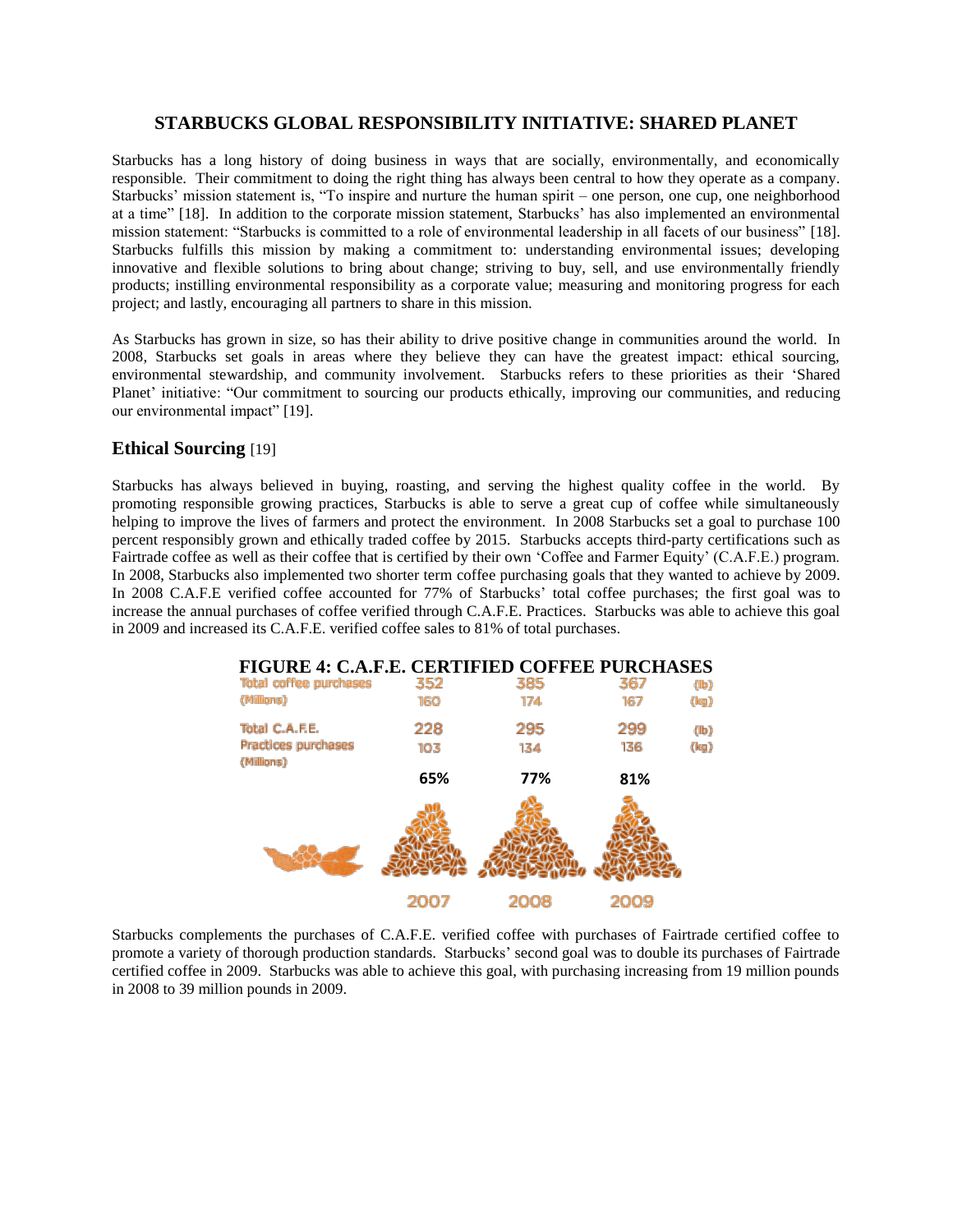## STARBUCKS GLOBAL RESPONSIBILITY INITIATIVE: SHARED PLANET

Starbucks has a long history of doing business in ways that are socially, environmentally, and economically responsible. Their commitment to doing the right thing has always been central to how they operate as a company. Starbucks' mission statement is, "To inspire and nurture the human spirit – one person, one cup, one neighborhood at a time" [18]. In addition to the corporate mission statement, Starbucks' has also implemented an environmental mission statement: "Starbucks is committed to a role of environmental leadership in all facets of our business" [18]. Starbucks fulfills this mission by making a commitment to: understanding environmental issues; developing innovative and flexible solutions to bring about change; striving to buy, sell, and use environmentally friendly products; instilling environmental responsibility as a corporate value; measuring and monitoring progress for each project; and lastly, encouraging all partners to share in this mission.

As Starbucks has grown in size, so has their ability to drive positive change in communities around the world. In 2008, Starbucks set goals in areas where they believe they can have the greatest impact: ethical sourcing, environmental stewardship, and community involvement. Starbucks refers to these priorities as their 'Shared Planet' initiative: "Our commitment to sourcing our products ethically, improving our communities, and reducing our environmental impact" [19].

### Ethical Sourcing [19]

Starbucks has always believed in buying, roasting, and serving the highest quality coffee in the world. By promoting responsible growing practices, Starbucks is able to serve a great cup of coffee while simultaneously helping to improve the lives of farmers and protect the environment. In 2008 Starbucks set a goal to purchase 100 percent responsibly grown and ethically traded coffee by 2015. Starbucks accepts third-party certifications such as Fairtrade coffee as well as their coffee that is certified by their own 'Coffee and Farmer Equity' (C.A.F.E.) program. In 2008, Starbucks also implemented two shorter term coffee purchasing goals that they wanted to achieve by 2009. In 2008 C.A.F.E verified coffee accounted for 77% of Starbucks' total coffee purchases; the first goal was to increase the annual purchases of coffee verified through C.A.F.E. Practices. Starbucks was able to achieve this goal in 2009 and increased its C.A.F.E. verified coffee sales to 81% of total purchases.

**FIGURE 4: C.A.F.E. CERTIFIED COFFEE PURCHASES**

| | 2007 | 2008 | 2009 | |
|---|---|---|---|---|
| Total coffee purchases (Millions) | 352 | 385 | 367 | (lb) |
| | 160 | 174 | 167 | (kg) |
| Total C.A.F.E. Practices purchases (Millions) | 228 | 295 | 299 | (lb) |
| | 103 | 134 | 136 | (kg) |
| | 65% | 77% | 81% | |

Starbucks complements the purchases of C.A.F.E. verified coffee with purchases of Fairtrade certified coffee to promote a variety of thorough production standards. Starbucks' second goal was to double its purchases of Fairtrade certified coffee in 2009. Starbucks was able to achieve this goal, with purchasing increasing from 19 million pounds in 2008 to 39 million pounds in 2009.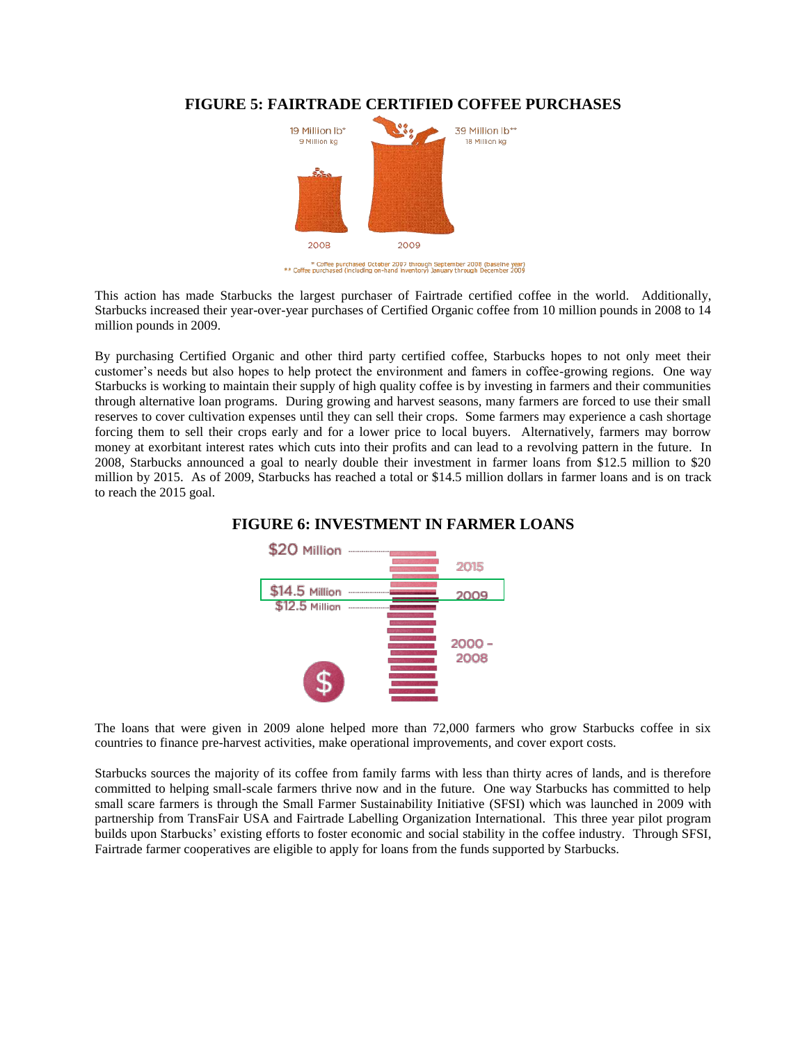## FIGURE 5: FAIRTRADE CERTIFIED COFFEE PURCHASES

19 Million lb*
9 Million kg

39 Million lb**
18 Million kg

2008 2009

\* Coffee purchased October 2007 through September 2008 (baseline year)
\*\* Coffee purchased (including on-hand inventory) January through December 2009

This action has made Starbucks the largest purchaser of Fairtrade certified coffee in the world. Additionally, Starbucks increased their year-over-year purchases of Certified Organic coffee from 10 million pounds in 2008 to 14 million pounds in 2009.

By purchasing Certified Organic and other third party certified coffee, Starbucks hopes to not only meet their customer's needs but also hopes to help protect the environment and famers in coffee-growing regions. One way Starbucks is working to maintain their supply of high quality coffee is by investing in farmers and their communities through alternative loan programs. During growing and harvest seasons, many farmers are forced to use their small reserves to cover cultivation expenses until they can sell their crops. Some farmers may experience a cash shortage forcing them to sell their crops early and for a lower price to local buyers. Alternatively, farmers may borrow money at exorbitant interest rates which cuts into their profits and can lead to a revolving pattern in the future. In 2008, Starbucks announced a goal to nearly double their investment in farmer loans from $12.5 million to $20 million by 2015. As of 2009, Starbucks has reached a total or $14.5 million dollars in farmer loans and is on track to reach the 2015 goal.

## FIGURE 6: INVESTMENT IN FARMER LOANS

$20 Million — 2015

$14.5 Million — 2009

$12.5 Million

2000 – 2008

The loans that were given in 2009 alone helped more than 72,000 farmers who grow Starbucks coffee in six countries to finance pre-harvest activities, make operational improvements, and cover export costs.

Starbucks sources the majority of its coffee from family farms with less than thirty acres of lands, and is therefore committed to helping small-scale farmers thrive now and in the future. One way Starbucks has committed to help small scare farmers is through the Small Farmer Sustainability Initiative (SFSI) which was launched in 2009 with partnership from TransFair USA and Fairtrade Labelling Organization International. This three year pilot program builds upon Starbucks' existing efforts to foster economic and social stability in the coffee industry. Through SFSI, Fairtrade farmer cooperatives are eligible to apply for loans from the funds supported by Starbucks.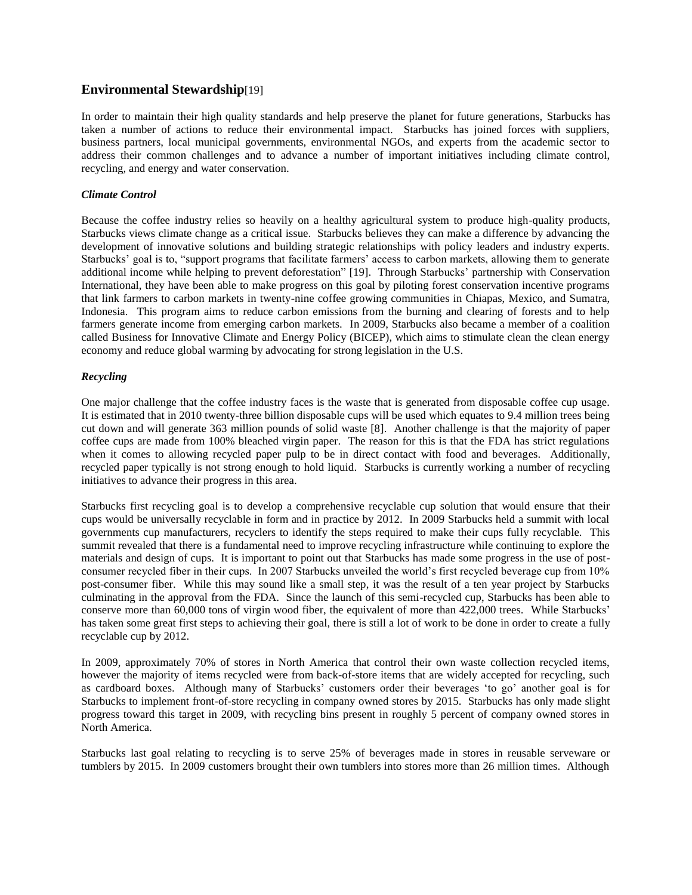## Environmental Stewardship[19]

In order to maintain their high quality standards and help preserve the planet for future generations, Starbucks has taken a number of actions to reduce their environmental impact. Starbucks has joined forces with suppliers, business partners, local municipal governments, environmental NGOs, and experts from the academic sector to address their common challenges and to advance a number of important initiatives including climate control, recycling, and energy and water conservation.

### *Climate Control*

Because the coffee industry relies so heavily on a healthy agricultural system to produce high-quality products, Starbucks views climate change as a critical issue. Starbucks believes they can make a difference by advancing the development of innovative solutions and building strategic relationships with policy leaders and industry experts. Starbucks' goal is to, "support programs that facilitate farmers' access to carbon markets, allowing them to generate additional income while helping to prevent deforestation" [19]. Through Starbucks' partnership with Conservation International, they have been able to make progress on this goal by piloting forest conservation incentive programs that link farmers to carbon markets in twenty-nine coffee growing communities in Chiapas, Mexico, and Sumatra, Indonesia. This program aims to reduce carbon emissions from the burning and clearing of forests and to help farmers generate income from emerging carbon markets. In 2009, Starbucks also became a member of a coalition called Business for Innovative Climate and Energy Policy (BICEP), which aims to stimulate clean the clean energy economy and reduce global warming by advocating for strong legislation in the U.S.

### *Recycling*

One major challenge that the coffee industry faces is the waste that is generated from disposable coffee cup usage. It is estimated that in 2010 twenty-three billion disposable cups will be used which equates to 9.4 million trees being cut down and will generate 363 million pounds of solid waste [8]. Another challenge is that the majority of paper coffee cups are made from 100% bleached virgin paper. The reason for this is that the FDA has strict regulations when it comes to allowing recycled paper pulp to be in direct contact with food and beverages. Additionally, recycled paper typically is not strong enough to hold liquid. Starbucks is currently working a number of recycling initiatives to advance their progress in this area.

Starbucks first recycling goal is to develop a comprehensive recyclable cup solution that would ensure that their cups would be universally recyclable in form and in practice by 2012. In 2009 Starbucks held a summit with local governments cup manufacturers, recyclers to identify the steps required to make their cups fully recyclable. This summit revealed that there is a fundamental need to improve recycling infrastructure while continuing to explore the materials and design of cups. It is important to point out that Starbucks has made some progress in the use of post-consumer recycled fiber in their cups. In 2007 Starbucks unveiled the world's first recycled beverage cup from 10% post-consumer fiber. While this may sound like a small step, it was the result of a ten year project by Starbucks culminating in the approval from the FDA. Since the launch of this semi-recycled cup, Starbucks has been able to conserve more than 60,000 tons of virgin wood fiber, the equivalent of more than 422,000 trees. While Starbucks' has taken some great first steps to achieving their goal, there is still a lot of work to be done in order to create a fully recyclable cup by 2012.

In 2009, approximately 70% of stores in North America that control their own waste collection recycled items, however the majority of items recycled were from back-of-store items that are widely accepted for recycling, such as cardboard boxes. Although many of Starbucks' customers order their beverages 'to go' another goal is for Starbucks to implement front-of-store recycling in company owned stores by 2015. Starbucks has only made slight progress toward this target in 2009, with recycling bins present in roughly 5 percent of company owned stores in North America.

Starbucks last goal relating to recycling is to serve 25% of beverages made in stores in reusable serveware or tumblers by 2015. In 2009 customers brought their own tumblers into stores more than 26 million times. Although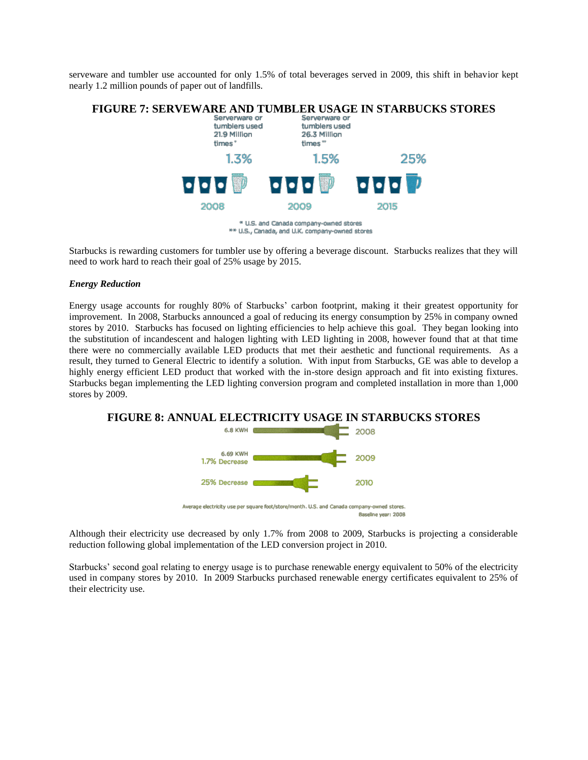serveware and tumbler use accounted for only 1.5% of total beverages served in 2009, this shift in behavior kept nearly 1.2 million pounds of paper out of landfills.

**FIGURE 7: SERVEWARE AND TUMBLER USAGE IN STARBUCKS STORES**

Serveware or tumblers used 21.9 Million times*

Serveware or tumblers used 26.3 Million times**

1.3% — 2008

1.5% — 2009

25% — 2015

\* U.S. and Canada company-owned stores
\*\* U.S., Canada, and U.K. company-owned stores

Starbucks is rewarding customers for tumbler use by offering a beverage discount. Starbucks realizes that they will need to work hard to reach their goal of 25% usage by 2015.

***Energy Reduction***

Energy usage accounts for roughly 80% of Starbucks' carbon footprint, making it their greatest opportunity for improvement. In 2008, Starbucks announced a goal of reducing its energy consumption by 25% in company owned stores by 2010. Starbucks has focused on lighting efficiencies to help achieve this goal. They began looking into the substitution of incandescent and halogen lighting with LED lighting in 2008, however found that at that time there were no commercially available LED products that met their aesthetic and functional requirements. As a result, they turned to General Electric to identify a solution. With input from Starbucks, GE was able to develop a highly energy efficient LED product that worked with the in-store design approach and fit into existing fixtures. Starbucks began implementing the LED lighting conversion program and completed installation in more than 1,000 stores by 2009.

**FIGURE 8: ANNUAL ELECTRICITY USAGE IN STARBUCKS STORES**

6.8 KWH — 2008

6.69 KWH, 1.7% Decrease — 2009

25% Decrease — 2010

Average electricity use per square foot/store/month. U.S. and Canada company-owned stores.
Baseline year: 2008

Although their electricity use decreased by only 1.7% from 2008 to 2009, Starbucks is projecting a considerable reduction following global implementation of the LED conversion project in 2010.

Starbucks' second goal relating to energy usage is to purchase renewable energy equivalent to 50% of the electricity used in company stores by 2010. In 2009 Starbucks purchased renewable energy certificates equivalent to 25% of their electricity use.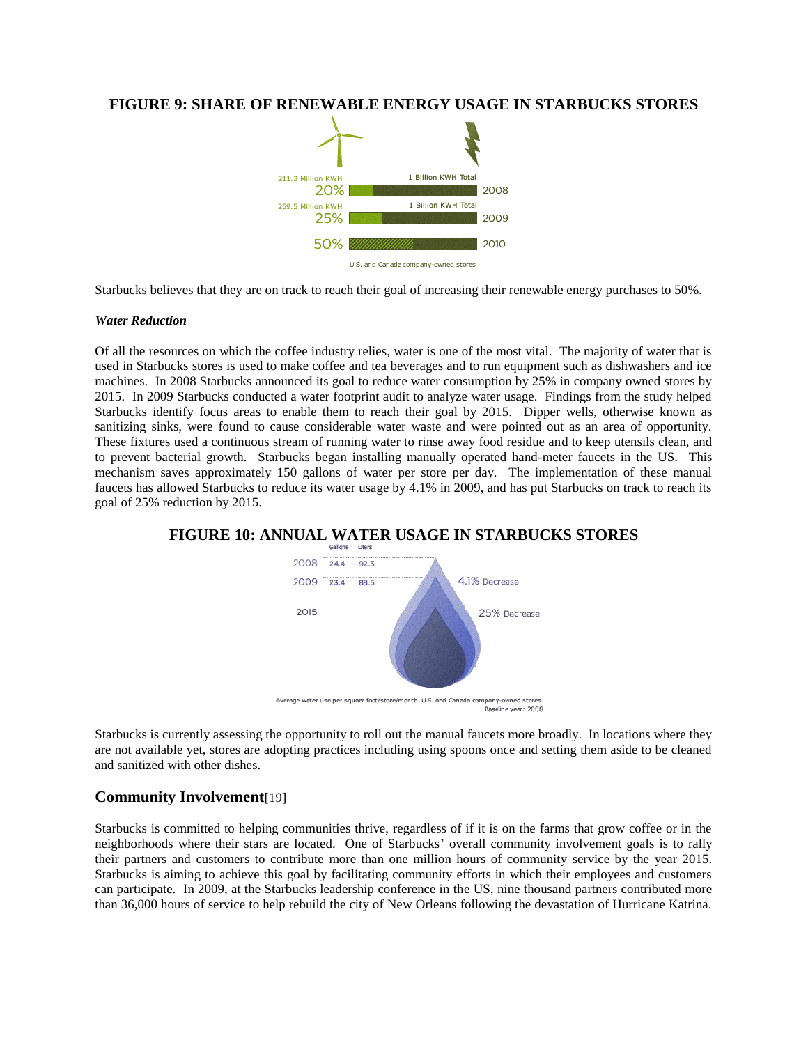**FIGURE 9: SHARE OF RENEWABLE ENERGY USAGE IN STARBUCKS STORES**

| Share | Year | Total |
|---|---|---|
| 211.3 Million KWH 20% | 2008 | 1 Billion KWH Total |
| 259.5 Million KWH 25% | 2009 | 1 Billion KWH Total |
| 50% | 2010 | |

U.S. and Canada company-owned stores

Starbucks believes that they are on track to reach their goal of increasing their renewable energy purchases to 50%.

***Water Reduction***

Of all the resources on which the coffee industry relies, water is one of the most vital. The majority of water that is used in Starbucks stores is used to make coffee and tea beverages and to run equipment such as dishwashers and ice machines. In 2008 Starbucks announced its goal to reduce water consumption by 25% in company owned stores by 2015. In 2009 Starbucks conducted a water footprint audit to analyze water usage. Findings from the study helped Starbucks identify focus areas to enable them to reach their goal by 2015. Dipper wells, otherwise known as sanitizing sinks, were found to cause considerable water waste and were pointed out as an area of opportunity. These fixtures used a continuous stream of running water to rinse away food residue and to keep utensils clean, and to prevent bacterial growth. Starbucks began installing manually operated hand-meter faucets in the US. This mechanism saves approximately 150 gallons of water per store per day. The implementation of these manual faucets has allowed Starbucks to reduce its water usage by 4.1% in 2009, and has put Starbucks on track to reach its goal of 25% reduction by 2015.

**FIGURE 10: ANNUAL WATER USAGE IN STARBUCKS STORES**

| Year | Gallons | Liters | |
|---|---|---|---|
| 2008 | 24.4 | 92.3 | |
| 2009 | 23.4 | 88.5 | 4.1% Decrease |
| 2015 | | | 25% Decrease |

Average water use per square foot/store/month. U.S. and Canada company-owned stores.
Baseline year: 2008

Starbucks is currently assessing the opportunity to roll out the manual faucets more broadly. In locations where they are not available yet, stores are adopting practices including using spoons once and setting them aside to be cleaned and sanitized with other dishes.

## Community Involvement[19]

Starbucks is committed to helping communities thrive, regardless of if it is on the farms that grow coffee or in the neighborhoods where their stars are located. One of Starbucks' overall community involvement goals is to rally their partners and customers to contribute more than one million hours of community service by the year 2015. Starbucks is aiming to achieve this goal by facilitating community efforts in which their employees and customers can participate. In 2009, at the Starbucks leadership conference in the US, nine thousand partners contributed more than 36,000 hours of service to help rebuild the city of New Orleans following the devastation of Hurricane Katrina.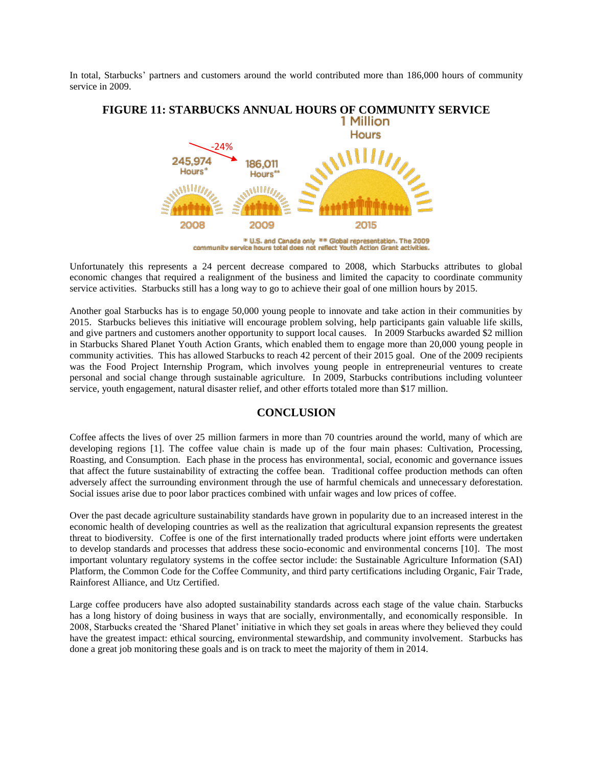In total, Starbucks' partners and customers around the world contributed more than 186,000 hours of community service in 2009.

**FIGURE 11: STARBUCKS ANNUAL HOURS OF COMMUNITY SERVICE**

Unfortunately this represents a 24 percent decrease compared to 2008, which Starbucks attributes to global economic changes that required a realignment of the business and limited the capacity to coordinate community service activities. Starbucks still has a long way to go to achieve their goal of one million hours by 2015.

Another goal Starbucks has is to engage 50,000 young people to innovate and take action in their communities by 2015. Starbucks believes this initiative will encourage problem solving, help participants gain valuable life skills, and give partners and customers another opportunity to support local causes. In 2009 Starbucks awarded $2 million in Starbucks Shared Planet Youth Action Grants, which enabled them to engage more than 20,000 young people in community activities. This has allowed Starbucks to reach 42 percent of their 2015 goal. One of the 2009 recipients was the Food Project Internship Program, which involves young people in entrepreneurial ventures to create personal and social change through sustainable agriculture. In 2009, Starbucks contributions including volunteer service, youth engagement, natural disaster relief, and other efforts totaled more than $17 million.

## CONCLUSION

Coffee affects the lives of over 25 million farmers in more than 70 countries around the world, many of which are developing regions [1]. The coffee value chain is made up of the four main phases: Cultivation, Processing, Roasting, and Consumption. Each phase in the process has environmental, social, economic and governance issues that affect the future sustainability of extracting the coffee bean. Traditional coffee production methods can often adversely affect the surrounding environment through the use of harmful chemicals and unnecessary deforestation. Social issues arise due to poor labor practices combined with unfair wages and low prices of coffee.

Over the past decade agriculture sustainability standards have grown in popularity due to an increased interest in the economic health of developing countries as well as the realization that agricultural expansion represents the greatest threat to biodiversity. Coffee is one of the first internationally traded products where joint efforts were undertaken to develop standards and processes that address these socio-economic and environmental concerns [10]. The most important voluntary regulatory systems in the coffee sector include: the Sustainable Agriculture Information (SAI) Platform, the Common Code for the Coffee Community, and third party certifications including Organic, Fair Trade, Rainforest Alliance, and Utz Certified.

Large coffee producers have also adopted sustainability standards across each stage of the value chain. Starbucks has a long history of doing business in ways that are socially, environmentally, and economically responsible. In 2008, Starbucks created the 'Shared Planet' initiative in which they set goals in areas where they believed they could have the greatest impact: ethical sourcing, environmental stewardship, and community involvement. Starbucks has done a great job monitoring these goals and is on track to meet the majority of them in 2014.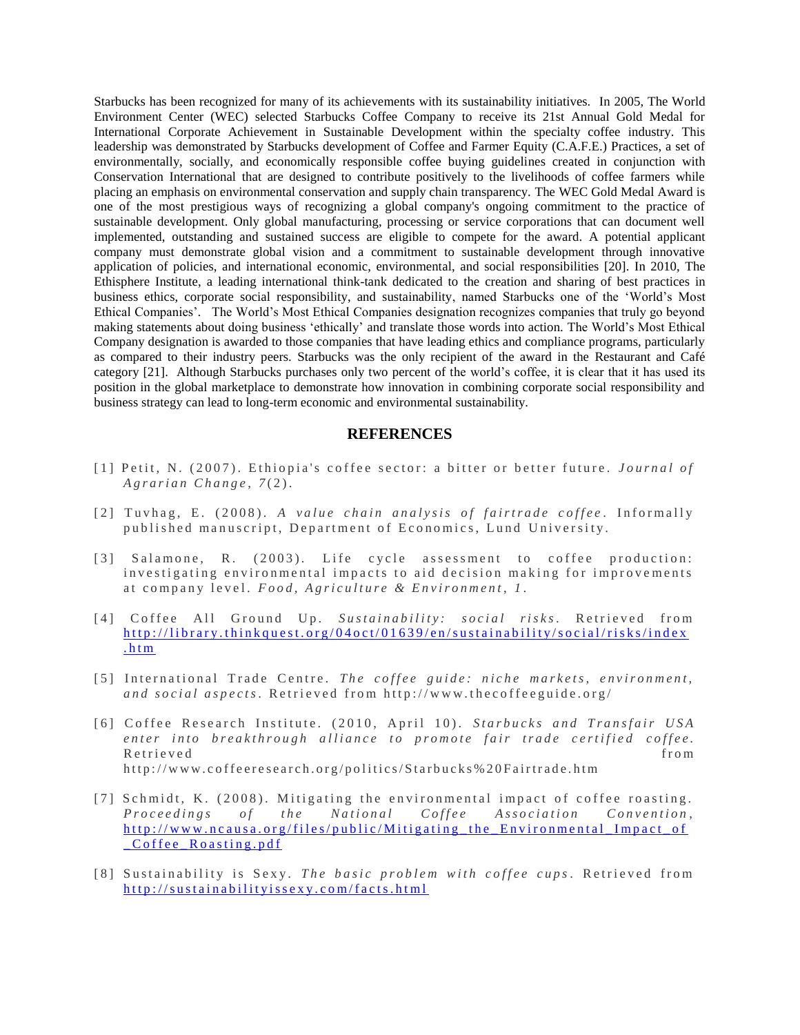Starbucks has been recognized for many of its achievements with its sustainability initiatives. In 2005, The World Environment Center (WEC) selected Starbucks Coffee Company to receive its 21st Annual Gold Medal for International Corporate Achievement in Sustainable Development within the specialty coffee industry. This leadership was demonstrated by Starbucks development of Coffee and Farmer Equity (C.A.F.E.) Practices, a set of environmentally, socially, and economically responsible coffee buying guidelines created in conjunction with Conservation International that are designed to contribute positively to the livelihoods of coffee farmers while placing an emphasis on environmental conservation and supply chain transparency. The WEC Gold Medal Award is one of the most prestigious ways of recognizing a global company's ongoing commitment to the practice of sustainable development. Only global manufacturing, processing or service corporations that can document well implemented, outstanding and sustained success are eligible to compete for the award. A potential applicant company must demonstrate global vision and a commitment to sustainable development through innovative application of policies, and international economic, environmental, and social responsibilities [20]. In 2010, The Ethisphere Institute, a leading international think-tank dedicated to the creation and sharing of best practices in business ethics, corporate social responsibility, and sustainability, named Starbucks one of the 'World's Most Ethical Companies'. The World's Most Ethical Companies designation recognizes companies that truly go beyond making statements about doing business 'ethically' and translate those words into action. The World's Most Ethical Company designation is awarded to those companies that have leading ethics and compliance programs, particularly as compared to their industry peers. Starbucks was the only recipient of the award in the Restaurant and Café category [21]. Although Starbucks purchases only two percent of the world's coffee, it is clear that it has used its position in the global marketplace to demonstrate how innovation in combining corporate social responsibility and business strategy can lead to long-term economic and environmental sustainability.

## REFERENCES

[1] Petit, N. (2007). Ethiopia's coffee sector: a bitter or better future. *Journal of Agrarian Change*, *7*(2).

[2] Tuvhag, E. (2008). *A value chain analysis of fairtrade coffee*. Informally published manuscript, Department of Economics, Lund University.

[3] Salamone, R. (2003). Life cycle assessment to coffee production: investigating environmental impacts to aid decision making for improvements at company level. *Food, Agriculture & Environment*, *1*.

[4] Coffee All Ground Up. *Sustainability: social risks*. Retrieved from http://library.thinkquest.org/04oct/01639/en/sustainability/social/risks/index.htm

[5] International Trade Centre. *The coffee guide: niche markets, environment, and social aspects*. Retrieved from http://www.thecoffeeguide.org/

[6] Coffee Research Institute. (2010, April 10). *Starbucks and Transfair USA enter into breakthrough alliance to promote fair trade certified coffee.* Retrieved from http://www.coffeeresearch.org/politics/Starbucks%20Fairtrade.htm

[7] Schmidt, K. (2008). Mitigating the environmental impact of coffee roasting. *Proceedings of the National Coffee Association Convention*, http://www.ncausa.org/files/public/Mitigating_the_Environmental_Impact_of_Coffee_Roasting.pdf

[8] Sustainability is Sexy. *The basic problem with coffee cups*. Retrieved from http://sustainabilityissexy.com/facts.html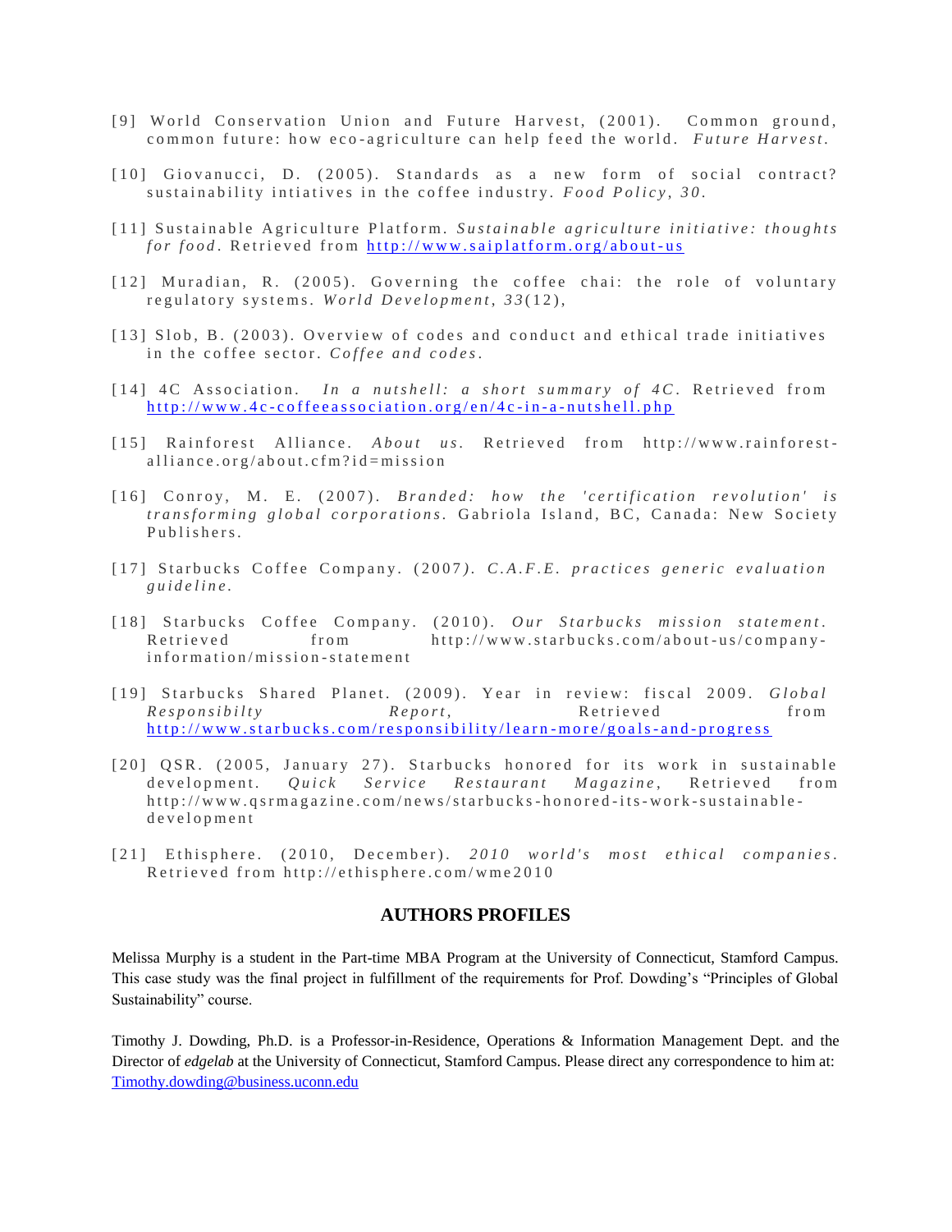[9] World Conservation Union and Future Harvest, (2001). Common ground, common future: how eco-agriculture can help feed the world. *Future Harvest*.

[10] Giovanucci, D. (2005). Standards as a new form of social contract? sustainability intiatives in the coffee industry. *Food Policy, 30*.

[11] Sustainable Agriculture Platform. *Sustainable agriculture initiative: thoughts for food*. Retrieved from http://www.saiplatform.org/about-us

[12] Muradian, R. (2005). Governing the coffee chai: the role of voluntary regulatory systems. *World Development*, *33*(12),

[13] Slob, B. (2003). Overview of codes and conduct and ethical trade initiatives in the coffee sector. *Coffee and codes*.

[14] 4C Association. *In a nutshell: a short summary of 4C*. Retrieved from http://www.4c-coffeeassociation.org/en/4c-in-a-nutshell.php

[15] Rainforest Alliance. *About us*. Retrieved from http://www.rainforest-alliance.org/about.cfm?id=mission

[16] Conroy, M. E. (2007). *Branded: how the 'certification revolution' is transforming global corporations*. Gabriola Island, BC, Canada: New Society Publishers.

[17] Starbucks Coffee Company. (2007). *C.A.F.E. practices generic evaluation guideline*.

[18] Starbucks Coffee Company. (2010). *Our Starbucks mission statement*. Retrieved from http://www.starbucks.com/about-us/company-information/mission-statement

[19] Starbucks Shared Planet. (2009). Year in review: fiscal 2009. *Global Responsibilty Report*, Retrieved from http://www.starbucks.com/responsibility/learn-more/goals-and-progress

[20] QSR. (2005, January 27). Starbucks honored for its work in sustainable development. *Quick Service Restaurant Magazine*, Retrieved from http://www.qsrmagazine.com/news/starbucks-honored-its-work-sustainable-development

[21] Ethisphere. (2010, December). *2010 world's most ethical companies*. Retrieved from http://ethisphere.com/wme2010

## AUTHORS PROFILES

Melissa Murphy is a student in the Part-time MBA Program at the University of Connecticut, Stamford Campus. This case study was the final project in fulfillment of the requirements for Prof. Dowding's "Principles of Global Sustainability" course.

Timothy J. Dowding, Ph.D. is a Professor-in-Residence, Operations & Information Management Dept. and the Director of *edgelab* at the University of Connecticut, Stamford Campus. Please direct any correspondence to him at: Timothy.dowding@business.uconn.edu